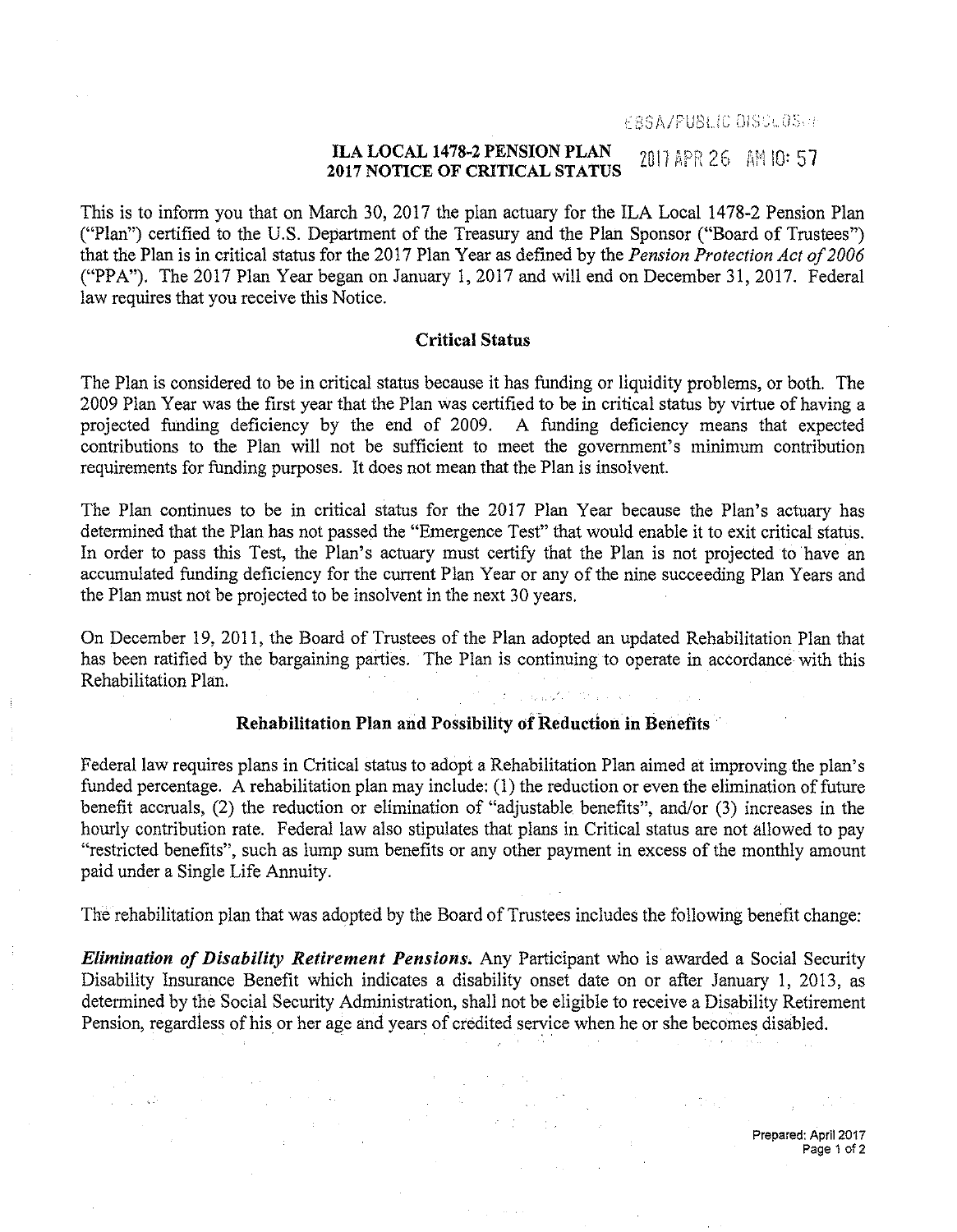# ILA LOCAL 1478-2 PENSION PLAN
# 2017 NOTICE OF CRITICAL STATUS

This is to inform you that on March 30, 2017 the plan actuary for the ILA Local 1478-2 Pension Plan ("Plan") certified to the U.S. Department of the Treasury and the Plan Sponsor ("Board of Trustees") that the Plan is in critical status for the 2017 Plan Year as defined by the *Pension Protection Act of 2006* ("PPA"). The 2017 Plan Year began on January 1, 2017 and will end on December 31, 2017. Federal law requires that you receive this Notice.

## Critical Status

The Plan is considered to be in critical status because it has funding or liquidity problems, or both. The 2009 Plan Year was the first year that the Plan was certified to be in critical status by virtue of having a projected funding deficiency by the end of 2009. A funding deficiency means that expected contributions to the Plan will not be sufficient to meet the government's minimum contribution requirements for funding purposes. It does not mean that the Plan is insolvent.

The Plan continues to be in critical status for the 2017 Plan Year because the Plan's actuary has determined that the Plan has not passed the "Emergence Test" that would enable it to exit critical status. In order to pass this Test, the Plan's actuary must certify that the Plan is not projected to have an accumulated funding deficiency for the current Plan Year or any of the nine succeeding Plan Years and the Plan must not be projected to be insolvent in the next 30 years.

On December 19, 2011, the Board of Trustees of the Plan adopted an updated Rehabilitation Plan that has been ratified by the bargaining parties. The Plan is continuing to operate in accordance with this Rehabilitation Plan.

## Rehabilitation Plan and Possibility of Reduction in Benefits

Federal law requires plans in Critical status to adopt a Rehabilitation Plan aimed at improving the plan's funded percentage. A rehabilitation plan may include: (1) the reduction or even the elimination of future benefit accruals, (2) the reduction or elimination of "adjustable benefits", and/or (3) increases in the hourly contribution rate. Federal law also stipulates that plans in Critical status are not allowed to pay "restricted benefits", such as lump sum benefits or any other payment in excess of the monthly amount paid under a Single Life Annuity.

The rehabilitation plan that was adopted by the Board of Trustees includes the following benefit change:

***Elimination of Disability Retirement Pensions.*** Any Participant who is awarded a Social Security Disability Insurance Benefit which indicates a disability onset date on or after January 1, 2013, as determined by the Social Security Administration, shall not be eligible to receive a Disability Retirement Pension, regardless of his or her age and years of credited service when he or she becomes disabled.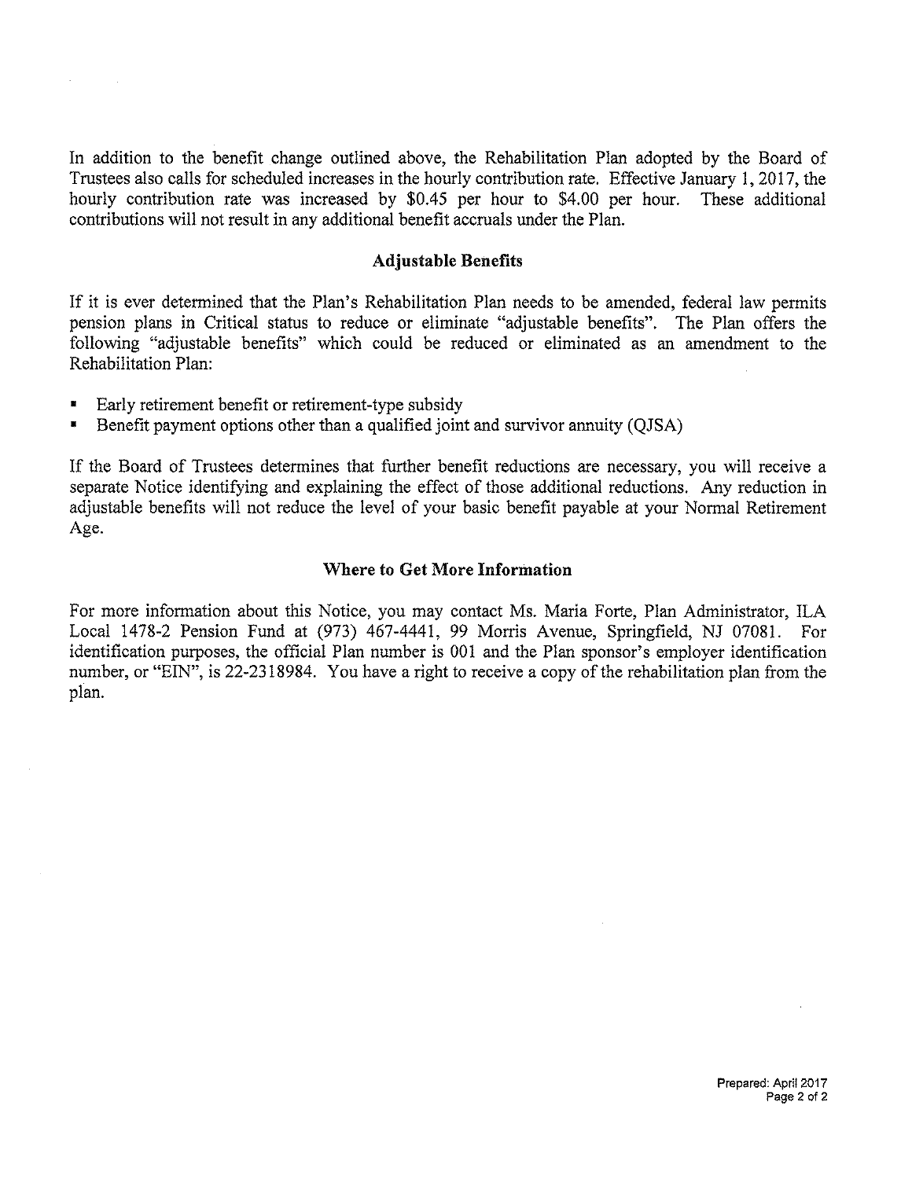In addition to the benefit change outlined above, the Rehabilitation Plan adopted by the Board of Trustees also calls for scheduled increases in the hourly contribution rate. Effective January 1, 2017, the hourly contribution rate was increased by $0.45 per hour to $4.00 per hour. These additional contributions will not result in any additional benefit accruals under the Plan.

## Adjustable Benefits

If it is ever determined that the Plan's Rehabilitation Plan needs to be amended, federal law permits pension plans in Critical status to reduce or eliminate "adjustable benefits". The Plan offers the following "adjustable benefits" which could be reduced or eliminated as an amendment to the Rehabilitation Plan:

- Early retirement benefit or retirement-type subsidy
- Benefit payment options other than a qualified joint and survivor annuity (QJSA)

If the Board of Trustees determines that further benefit reductions are necessary, you will receive a separate Notice identifying and explaining the effect of those additional reductions. Any reduction in adjustable benefits will not reduce the level of your basic benefit payable at your Normal Retirement Age.

## Where to Get More Information

For more information about this Notice, you may contact Ms. Maria Forte, Plan Administrator, ILA Local 1478-2 Pension Fund at (973) 467-4441, 99 Morris Avenue, Springfield, NJ 07081. For identification purposes, the official Plan number is 001 and the Plan sponsor's employer identification number, or "EIN", is 22-2318984. You have a right to receive a copy of the rehabilitation plan from the plan.

Prepared: April 2017